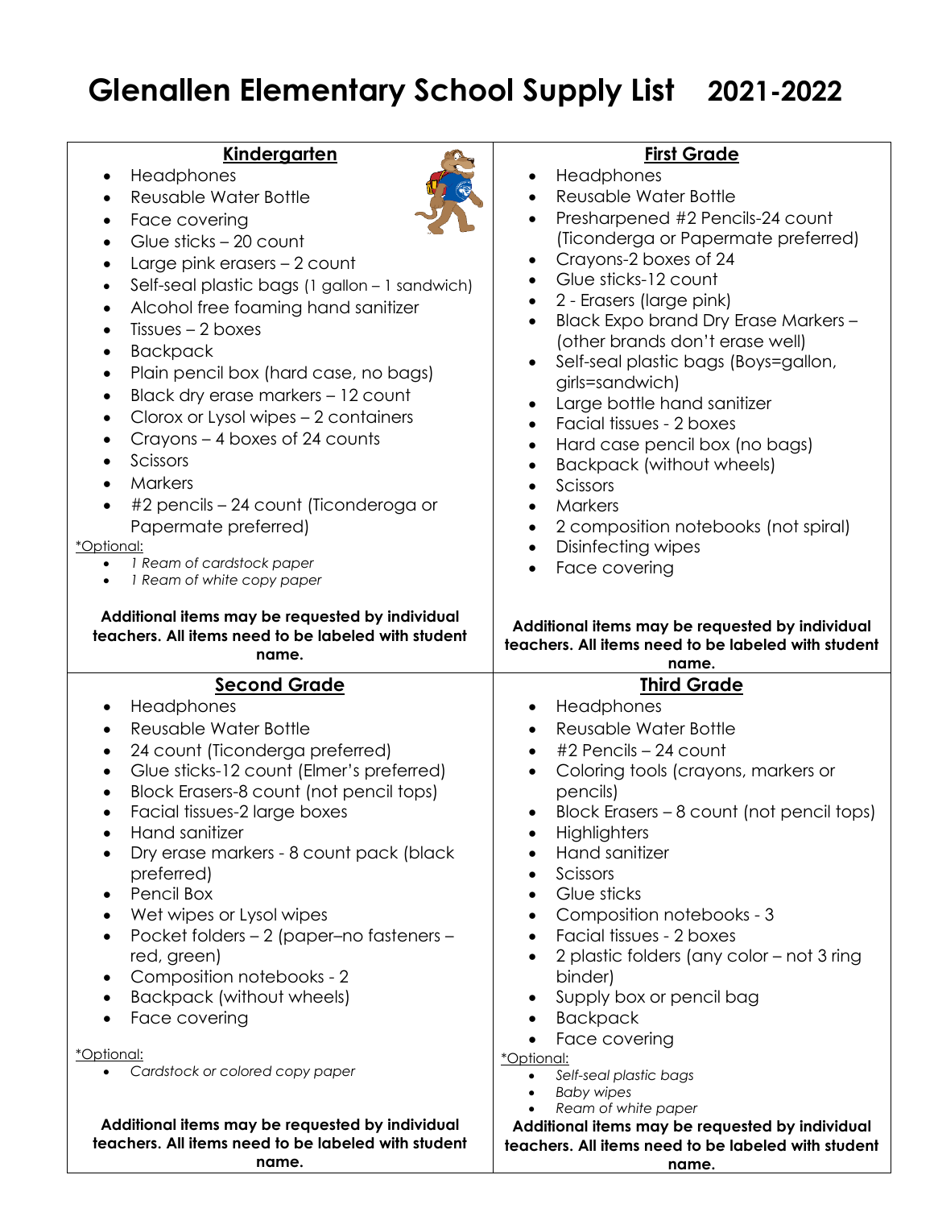# Glenallen Elementary School Supply List 2021-2022

## Kindergarten

- Headphones
- Reusable Water Bottle
- Face covering
- Glue sticks – 20 count
- Large pink erasers – 2 count
- Self-seal plastic bags (1 gallon – 1 sandwich)
- Alcohol free foaming hand sanitizer
- Tissues – 2 boxes
- Backpack
- Plain pencil box (hard case, no bags)
- Black dry erase markers – 12 count
- Clorox or Lysol wipes – 2 containers
- Crayons – 4 boxes of 24 counts
- Scissors
- Markers
- #2 pencils – 24 count (Ticonderoga or Papermate preferred)

*Optional:*

- *1 Ream of cardstock paper*
- *1 Ream of white copy paper*

**Additional items may be requested by individual teachers. All items need to be labeled with student name.**

## First Grade

- Headphones
- Reusable Water Bottle
- Presharpened #2 Pencils-24 count (Ticonderga or Papermate preferred)
- Crayons-2 boxes of 24
- Glue sticks-12 count
- 2 - Erasers (large pink)
- Black Expo brand Dry Erase Markers – (other brands don't erase well)
- Self-seal plastic bags (Boys=gallon, girls=sandwich)
- Large bottle hand sanitizer
- Facial tissues - 2 boxes
- Hard case pencil box (no bags)
- Backpack (without wheels)
- Scissors
- Markers
- 2 composition notebooks (not spiral)
- Disinfecting wipes
- Face covering

**Additional items may be requested by individual teachers. All items need to be labeled with student name.**

## Second Grade

- Headphones
- Reusable Water Bottle
- 24 count (Ticonderga preferred)
- Glue sticks-12 count (Elmer's preferred)
- Block Erasers-8 count (not pencil tops)
- Facial tissues-2 large boxes
- Hand sanitizer
- Dry erase markers - 8 count pack (black preferred)
- Pencil Box
- Wet wipes or Lysol wipes
- Pocket folders – 2 (paper–no fasteners – red, green)
- Composition notebooks - 2
- Backpack (without wheels)
- Face covering

*Optional:*

- *Cardstock or colored copy paper*

**Additional items may be requested by individual teachers. All items need to be labeled with student name.**

## Third Grade

- Headphones
- Reusable Water Bottle
- #2 Pencils – 24 count
- Coloring tools (crayons, markers or pencils)
- Block Erasers – 8 count (not pencil tops)
- Highlighters
- Hand sanitizer
- Scissors
- Glue sticks
- Composition notebooks - 3
- Facial tissues - 2 boxes
- 2 plastic folders (any color – not 3 ring binder)
- Supply box or pencil bag
- Backpack
- Face covering

*Optional:*

- *Self-seal plastic bags*
- *Baby wipes*
- *Ream of white paper*

**Additional items may be requested by individual teachers. All items need to be labeled with student name.**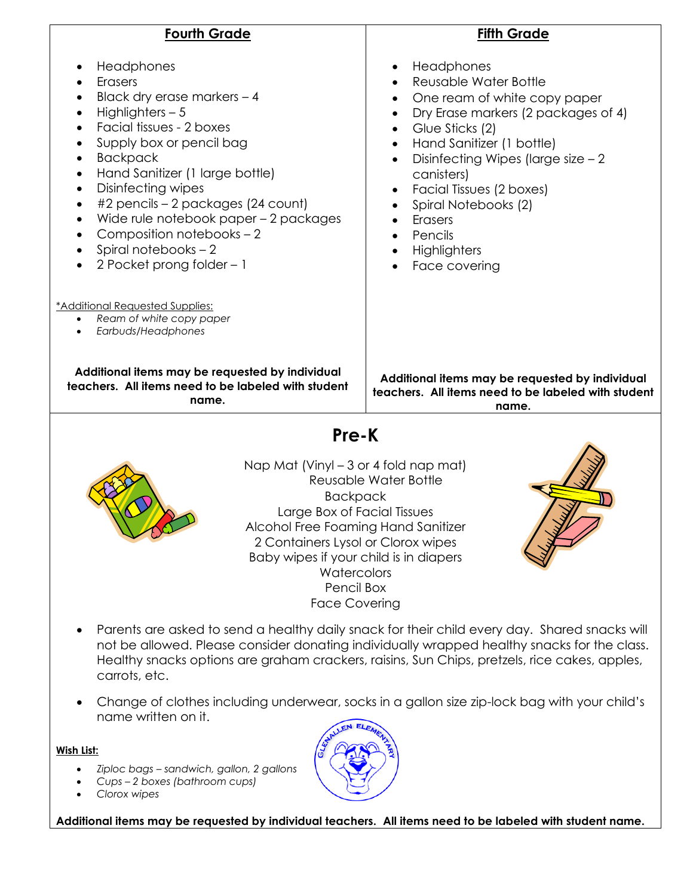## Fourth Grade

- Headphones
- Erasers
- Black dry erase markers – 4
- Highlighters – 5
- Facial tissues - 2 boxes
- Supply box or pencil bag
- Backpack
- Hand Sanitizer (1 large bottle)
- Disinfecting wipes
- #2 pencils – 2 packages (24 count)
- Wide rule notebook paper – 2 packages
- Composition notebooks – 2
- Spiral notebooks – 2
- 2 Pocket prong folder – 1

*Additional Requested Supplies:
- *Ream of white copy paper*
- *Earbuds/Headphones*

**Additional items may be requested by individual teachers. All items need to be labeled with student name.**

## Fifth Grade

- Headphones
- Reusable Water Bottle
- One ream of white copy paper
- Dry Erase markers (2 packages of 4)
- Glue Sticks (2)
- Hand Sanitizer (1 bottle)
- Disinfecting Wipes (large size – 2 canisters)
- Facial Tissues (2 boxes)
- Spiral Notebooks (2)
- Erasers
- Pencils
- Highlighters
- Face covering

**Additional items may be requested by individual teachers. All items need to be labeled with student name.**

## Pre-K

Nap Mat (Vinyl – 3 or 4 fold nap mat)
Reusable Water Bottle
Backpack
Large Box of Facial Tissues
Alcohol Free Foaming Hand Sanitizer
2 Containers Lysol or Clorox wipes
Baby wipes if your child is in diapers
Watercolors
Pencil Box
Face Covering

- Parents are asked to send a healthy daily snack for their child every day. Shared snacks will not be allowed. Please consider donating individually wrapped healthy snacks for the class. Healthy snacks options are graham crackers, raisins, Sun Chips, pretzels, rice cakes, apples, carrots, etc.
- Change of clothes including underwear, socks in a gallon size zip-lock bag with your child's name written on it.

**Wish List:**

- *Ziploc bags – sandwich, gallon, 2 gallons*
- *Cups – 2 boxes (bathroom cups)*
- *Clorox wipes*

**Additional items may be requested by individual teachers. All items need to be labeled with student name.**